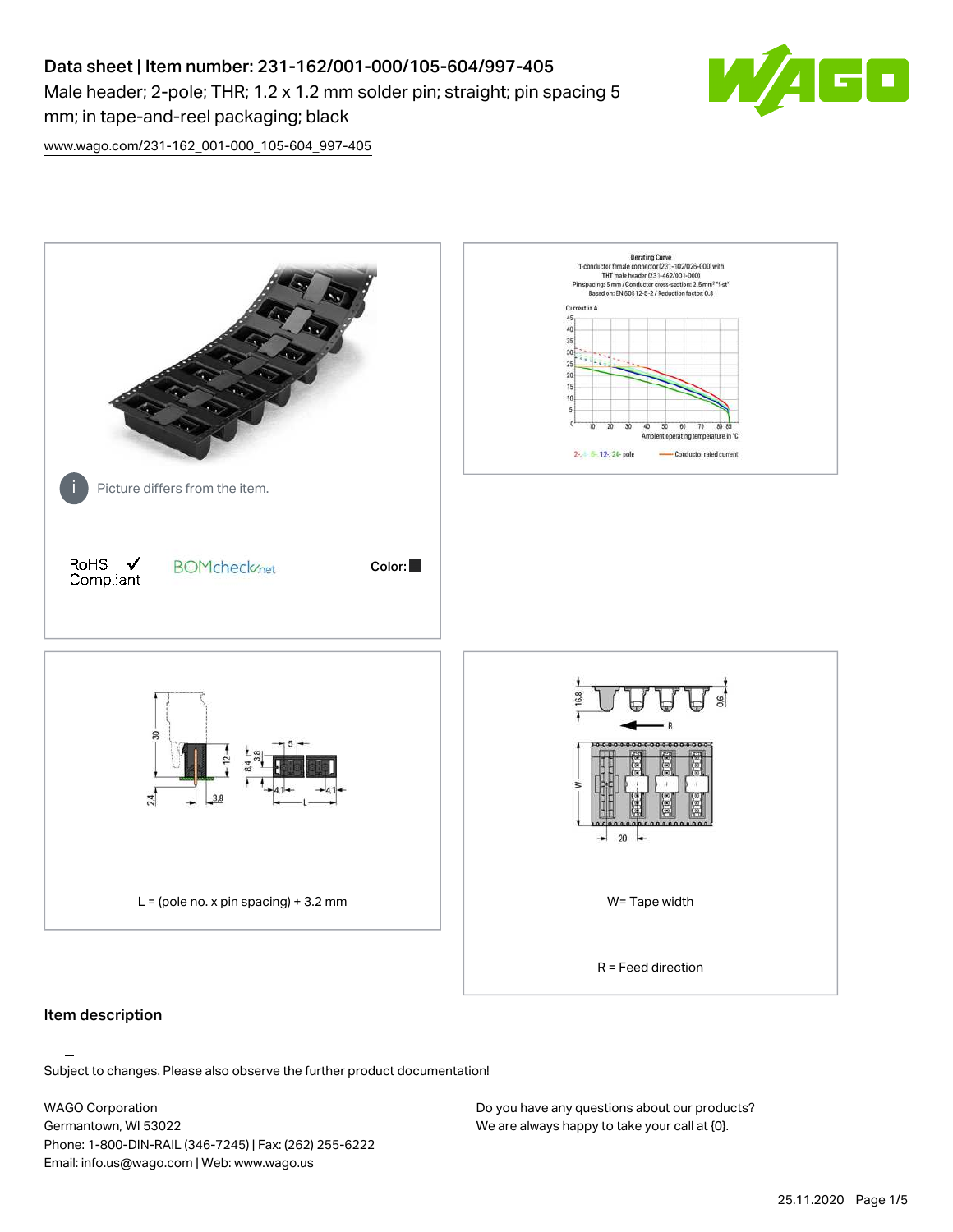# Data sheet | Item number: 231-162/001-000/105-604/997-405

Male header; 2-pole; THR; 1.2 x 1.2 mm solder pin; straight; pin spacing 5 mm; in tape-and-reel packaging; black

www.wago.com/231-162_001-000_105-604_997-405

Picture differs from the item.

RoHS Compliant ✓

BOMcheck.net

Color: ■

L = (pole no. x pin spacing) + 3.2 mm

W= Tape width

R = Feed direction

## Item description

Subject to changes. Please also observe the further product documentation!

WAGO Corporation
Germantown, WI 53022
Phone: 1-800-DIN-RAIL (346-7245) | Fax: (262) 255-6222
Email: info.us@wago.com | Web: www.wago.us

Do you have any questions about our products?
We are always happy to take your call at {0}.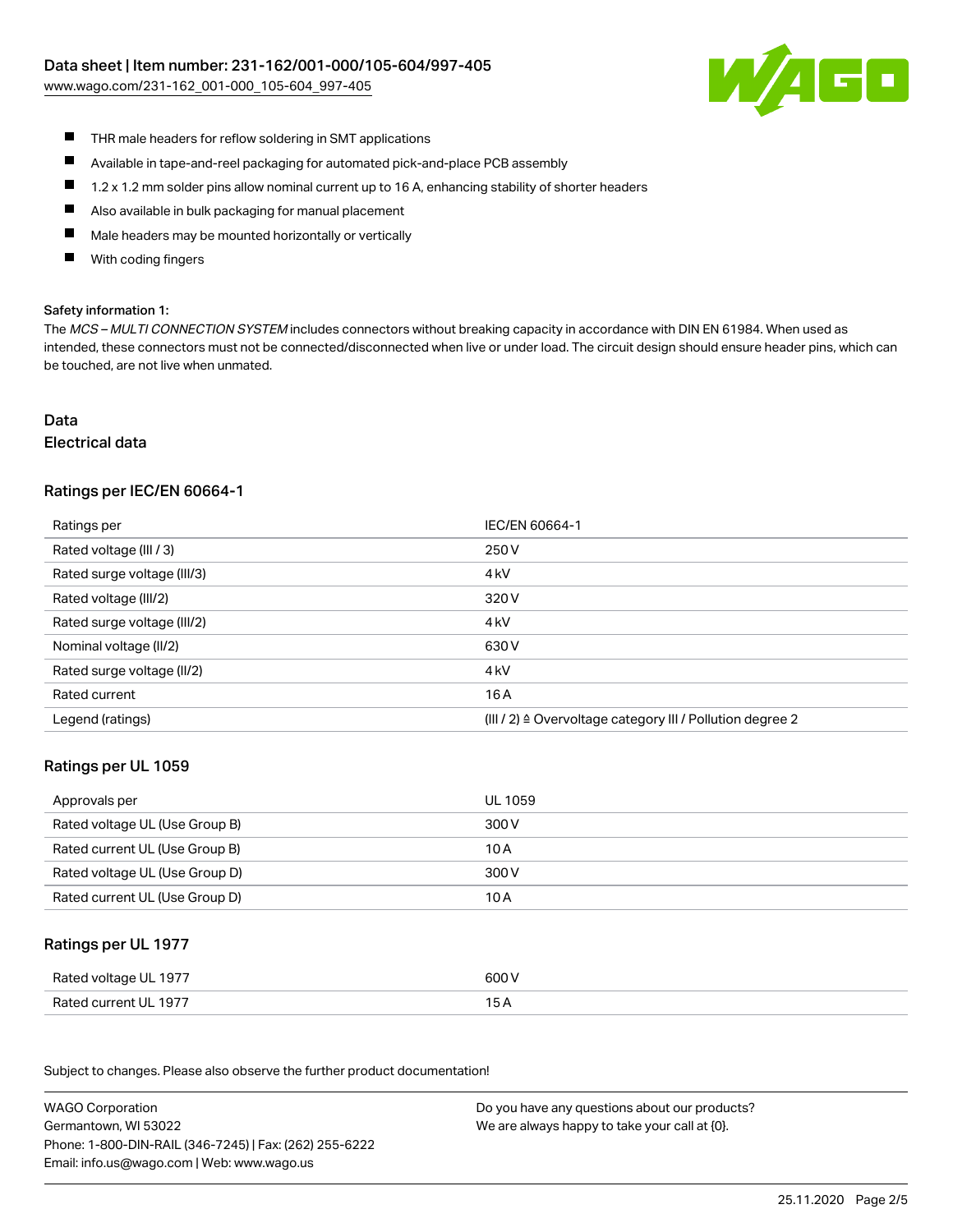- THR male headers for reflow soldering in SMT applications
- Available in tape-and-reel packaging for automated pick-and-place PCB assembly
- 1.2 x 1.2 mm solder pins allow nominal current up to 16 A, enhancing stability of shorter headers
- Also available in bulk packaging for manual placement
- Male headers may be mounted horizontally or vertically
- With coding fingers

Safety information 1:

The *MCS – MULTI CONNECTION SYSTEM* includes connectors without breaking capacity in accordance with DIN EN 61984. When used as intended, these connectors must not be connected/disconnected when live or under load. The circuit design should ensure header pins, which can be touched, are not live when unmated.

## Data

### Electrical data

#### Ratings per IEC/EN 60664-1

| Ratings per | IEC/EN 60664-1 |
|---|---|
| Rated voltage (III / 3) | 250 V |
| Rated surge voltage (III/3) | 4 kV |
| Rated voltage (III/2) | 320 V |
| Rated surge voltage (III/2) | 4 kV |
| Nominal voltage (II/2) | 630 V |
| Rated surge voltage (II/2) | 4 kV |
| Rated current | 16 A |
| Legend (ratings) | (III / 2) ≙ Overvoltage category III / Pollution degree 2 |

#### Ratings per UL 1059

| Approvals per | UL 1059 |
|---|---|
| Rated voltage UL (Use Group B) | 300 V |
| Rated current UL (Use Group B) | 10 A |
| Rated voltage UL (Use Group D) | 300 V |
| Rated current UL (Use Group D) | 10 A |

#### Ratings per UL 1977

| Rated voltage UL 1977 | 600 V |
|---|---|
| Rated current UL 1977 | 15 A |

Subject to changes. Please also observe the further product documentation!

WAGO Corporation
Germantown, WI 53022
Phone: 1-800-DIN-RAIL (346-7245) | Fax: (262) 255-6222
Email: info.us@wago.com | Web: www.wago.us

Do you have any questions about our products?
We are always happy to take your call at {0}.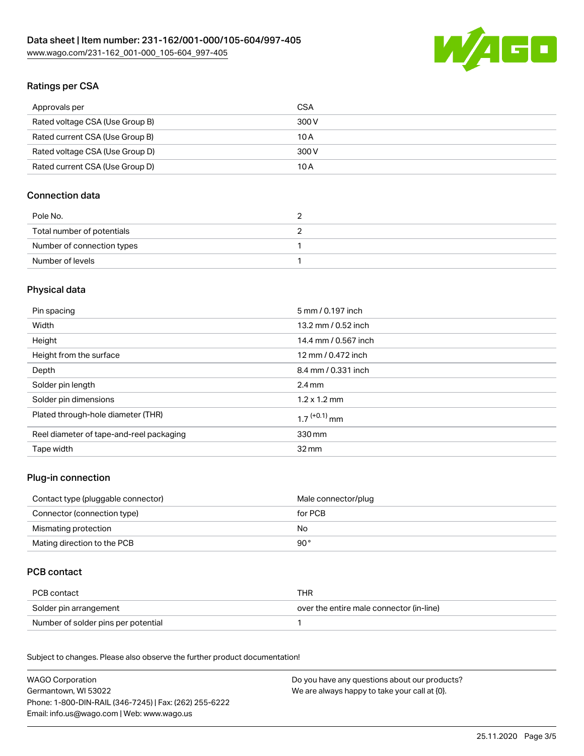## Ratings per CSA

| Approvals per | CSA |
|---|---|
| Rated voltage CSA (Use Group B) | 300 V |
| Rated current CSA (Use Group B) | 10 A |
| Rated voltage CSA (Use Group D) | 300 V |
| Rated current CSA (Use Group D) | 10 A |

## Connection data

| Pole No. | 2 |
|---|---|
| Total number of potentials | 2 |
| Number of connection types | 1 |
| Number of levels | 1 |

## Physical data

| Pin spacing | 5 mm / 0.197 inch |
|---|---|
| Width | 13.2 mm / 0.52 inch |
| Height | 14.4 mm / 0.567 inch |
| Height from the surface | 12 mm / 0.472 inch |
| Depth | 8.4 mm / 0.331 inch |
| Solder pin length | 2.4 mm |
| Solder pin dimensions | 1.2 x 1.2 mm |
| Plated through-hole diameter (THR) | $1.7^{(+0.1)}$ mm |
| Reel diameter of tape-and-reel packaging | 330 mm |
| Tape width | 32 mm |

## Plug-in connection

| Contact type (pluggable connector) | Male connector/plug |
|---|---|
| Connector (connection type) | for PCB |
| Mismating protection | No |
| Mating direction to the PCB | 90 ° |

## PCB contact

| PCB contact | THR |
|---|---|
| Solder pin arrangement | over the entire male connector (in-line) |
| Number of solder pins per potential | 1 |

Subject to changes. Please also observe the further product documentation!

WAGO Corporation
Germantown, WI 53022
Phone: 1-800-DIN-RAIL (346-7245) | Fax: (262) 255-6222
Email: info.us@wago.com | Web: www.wago.us

Do you have any questions about our products?
We are always happy to take your call at {0}.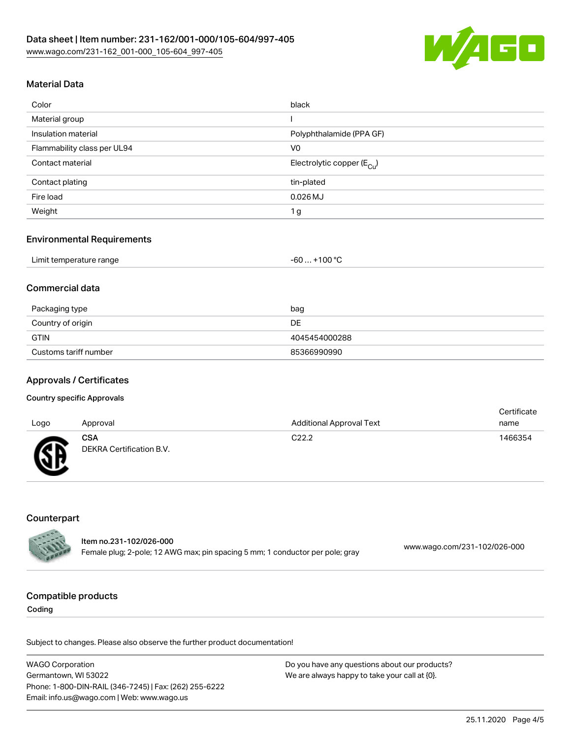## Material Data

| | |
|---|---|
| Color | black |
| Material group | I |
| Insulation material | Polyphthalamide (PPA GF) |
| Flammability class per UL94 | V0 |
| Contact material | Electrolytic copper ($E_{Cu}$) |
| Contact plating | tin-plated |
| Fire load | 0.026 MJ |
| Weight | 1 g |

## Environmental Requirements

| | |
|---|---|
| Limit temperature range | -60 … +100 °C |

## Commercial data

| | |
|---|---|
| Packaging type | bag |
| Country of origin | DE |
| GTIN | 4045454000288 |
| Customs tariff number | 85366990990 |

## Approvals / Certificates

### Country specific Approvals

| Logo | Approval | Additional Approval Text | Certificate name |
|---|---|---|---|
| | **CSA** DEKRA Certification B.V. | C22.2 | 1466354 |

## Counterpart

**Item no.231-102/026-000**
Female plug; 2-pole; 12 AWG max; pin spacing 5 mm; 1 conductor per pole; gray
www.wago.com/231-102/026-000

## Compatible products

### Coding

Subject to changes. Please also observe the further product documentation!

WAGO Corporation
Germantown, WI 53022
Phone: 1-800-DIN-RAIL (346-7245) | Fax: (262) 255-6222
Email: info.us@wago.com | Web: www.wago.us

Do you have any questions about our products?
We are always happy to take your call at {0}.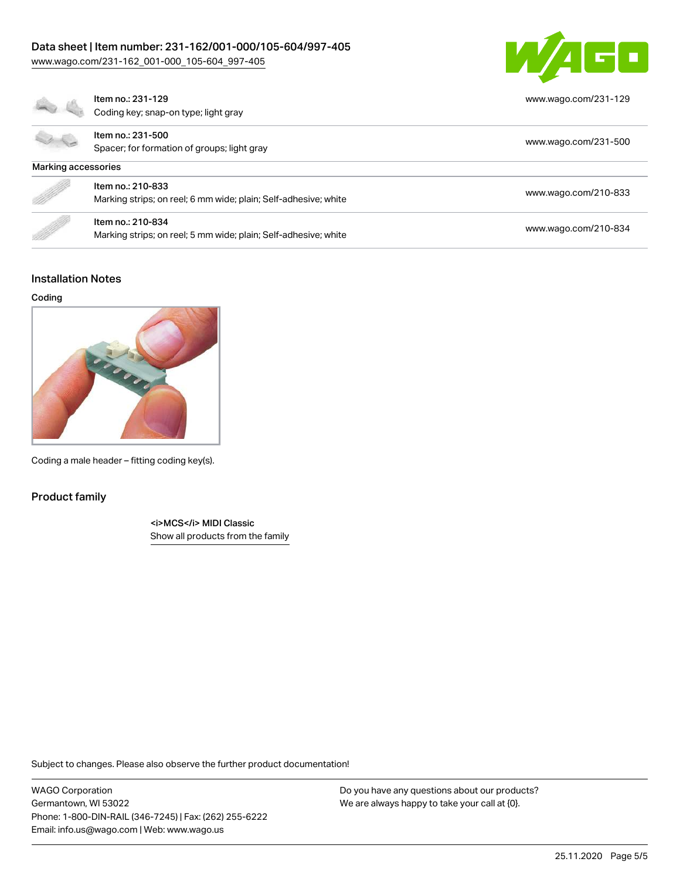| | | |
|---|---|---|
| | Item no.: 231-129<br>Coding key; snap-on type; light gray | www.wago.com/231-129 |
| | Item no.: 231-500<br>Spacer; for formation of groups; light gray | www.wago.com/231-500 |
| Marking accessories | | |
| | Item no.: 210-833<br>Marking strips; on reel; 6 mm wide; plain; Self-adhesive; white | www.wago.com/210-833 |
| | Item no.: 210-834<br>Marking strips; on reel; 5 mm wide; plain; Self-adhesive; white | www.wago.com/210-834 |

## Installation Notes

### Coding

Coding a male header – fitting coding key(s).

## Product family

<i>MCS</i> MIDI Classic
Show all products from the family

Subject to changes. Please also observe the further product documentation!

WAGO Corporation
Germantown, WI 53022
Phone: 1-800-DIN-RAIL (346-7245) | Fax: (262) 255-6222
Email: info.us@wago.com | Web: www.wago.us

Do you have any questions about our products?
We are always happy to take your call at {0}.